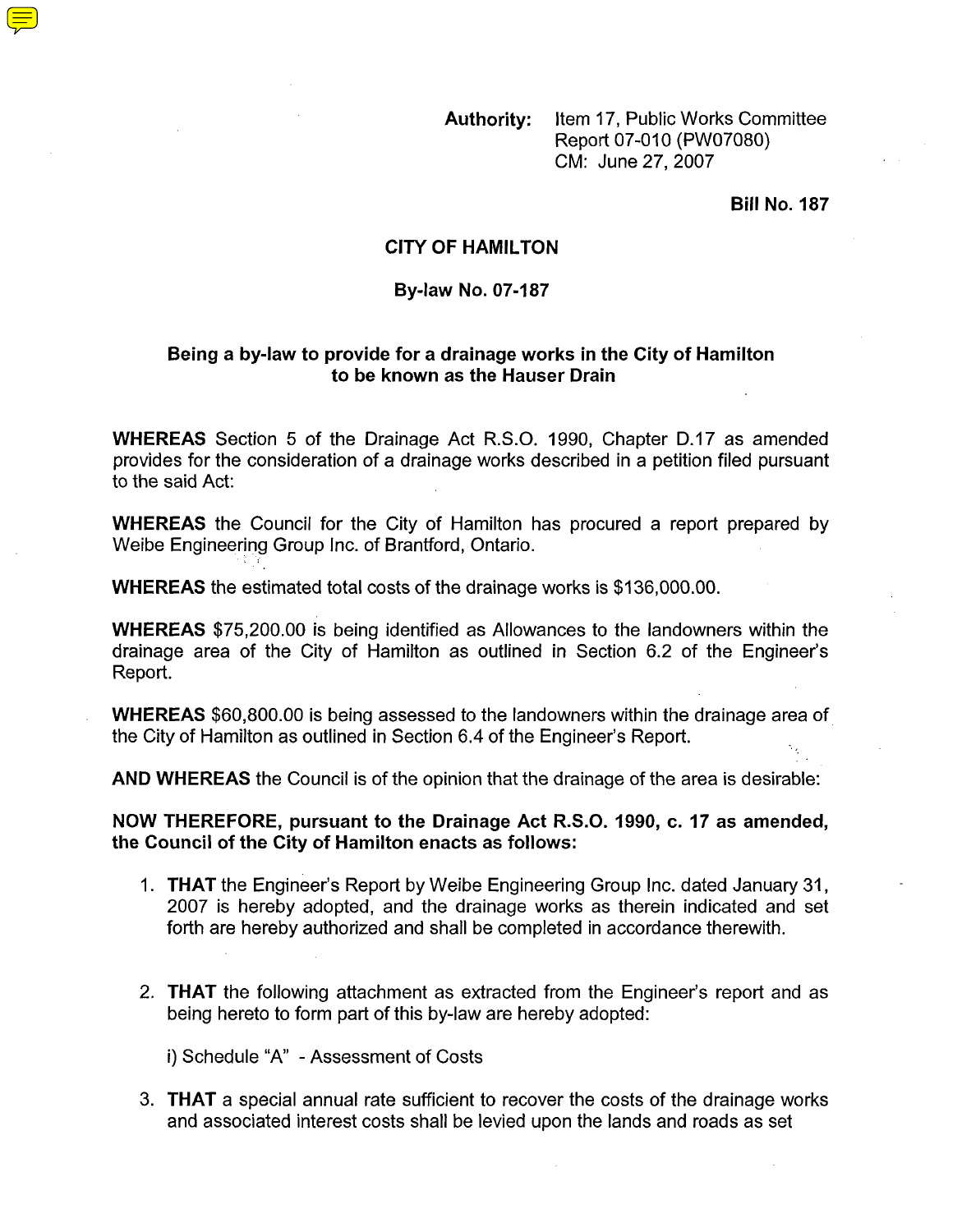**Authority:** Item 17, Public Works Committee Report 07-010 (PW07080) CM: June 27, 2007

**Bill No. 187**

# CITY OF HAMILTON

## By-law No. 07-187

### Being a by-law to provide for a drainage works in the City of Hamilton to be known as the Hauser Drain

**WHEREAS** Section 5 of the Drainage Act R.S.O. 1990, Chapter D.17 as amended provides for the consideration of a drainage works described in a petition filed pursuant to the said Act:

**WHEREAS** the Council for the City of Hamilton has procured a report prepared by Weibe Engineering Group Inc. of Brantford, Ontario.

**WHEREAS** the estimated total costs of the drainage works is $136,000.00.

**WHEREAS** $75,200.00 is being identified as Allowances to the landowners within the drainage area of the City of Hamilton as outlined in Section 6.2 of the Engineer's Report.

**WHEREAS** $60,800.00 is being assessed to the landowners within the drainage area of the City of Hamilton as outlined in Section 6.4 of the Engineer's Report.

**AND WHEREAS** the Council is of the opinion that the drainage of the area is desirable:

**NOW THEREFORE, pursuant to the Drainage Act R.S.O. 1990, c. 17 as amended, the Council of the City of Hamilton enacts as follows:**

1. **THAT** the Engineer's Report by Weibe Engineering Group Inc. dated January 31, 2007 is hereby adopted, and the drainage works as therein indicated and set forth are hereby authorized and shall be completed in accordance therewith.

2. **THAT** the following attachment as extracted from the Engineer's report and as being hereto to form part of this by-law are hereby adopted:

   i) Schedule "A" - Assessment of Costs

3. **THAT** a special annual rate sufficient to recover the costs of the drainage works and associated interest costs shall be levied upon the lands and roads as set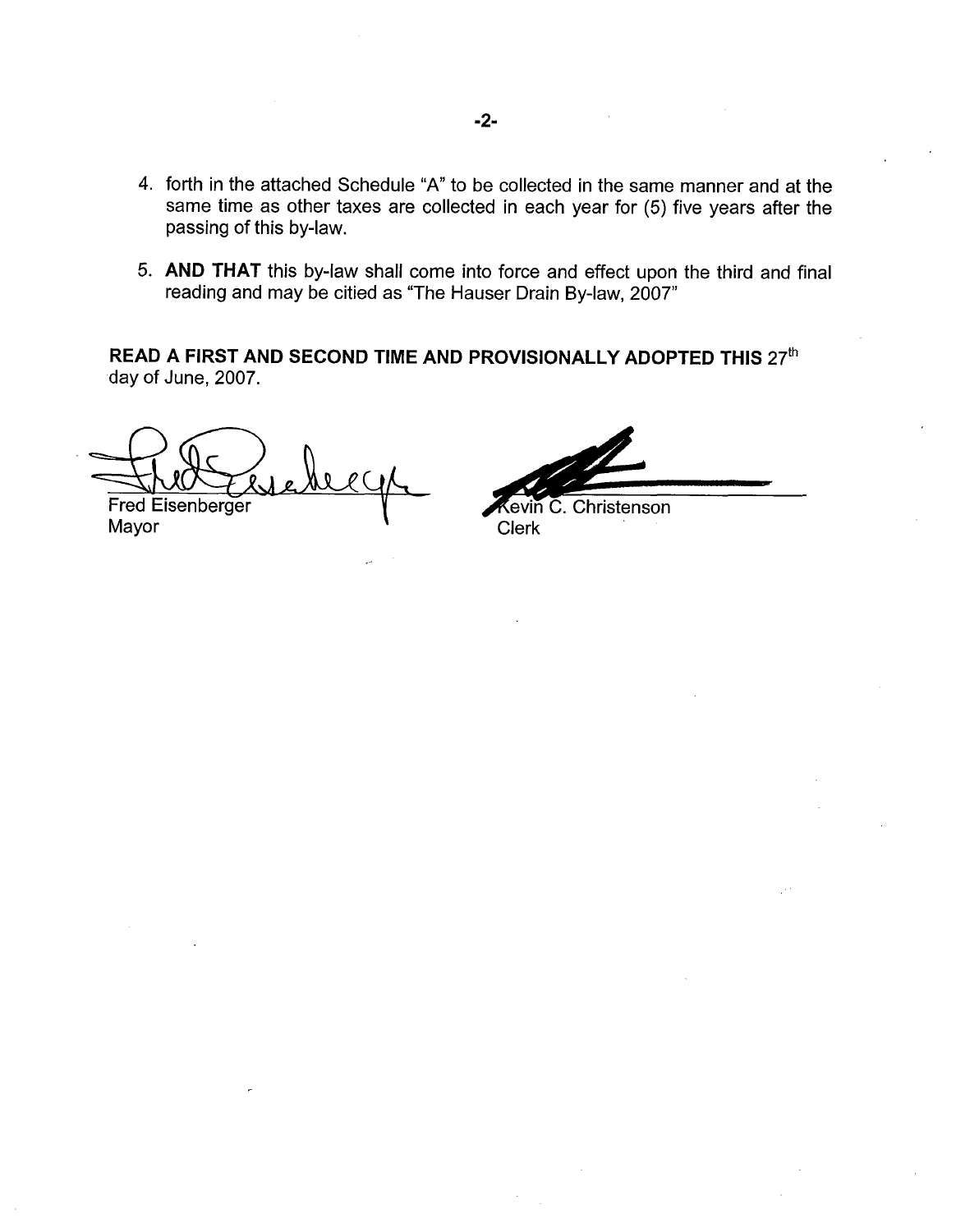4. forth in the attached Schedule "A" to be collected in the same manner and at the same time as other taxes are collected in each year for (5) five years after the passing of this by-law.

5. **AND THAT** this by-law shall come into force and effect upon the third and final reading and may be citied as "The Hauser Drain By-law, 2007"

**READ A FIRST AND SECOND TIME AND PROVISIONALLY ADOPTED THIS** 27th day of June, 2007.

Fred Eisenberger
Mayor

Kevin C. Christenson
Clerk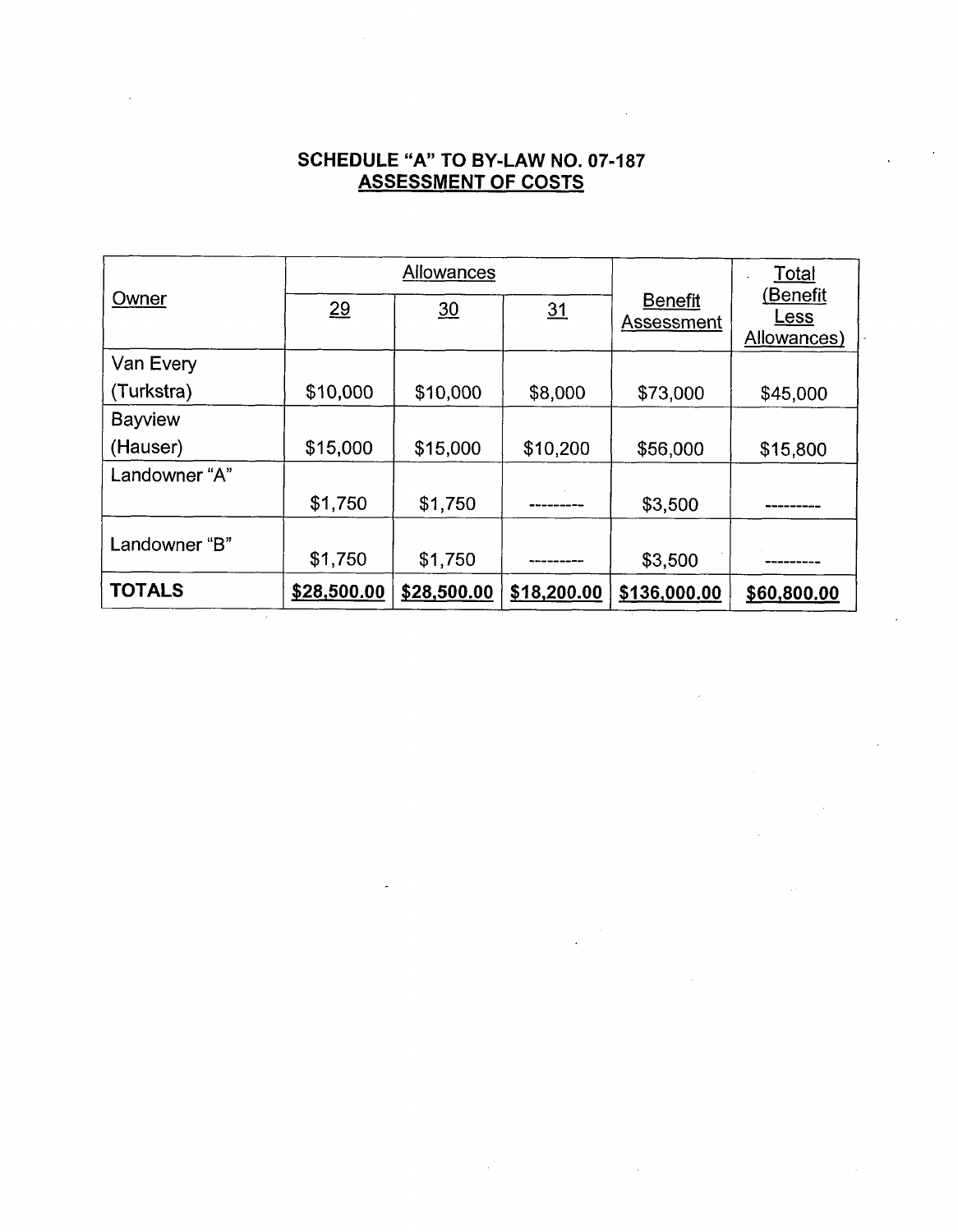## SCHEDULE "A" TO BY-LAW NO. 07-187
## ASSESSMENT OF COSTS

| Owner | Allowances | | | Benefit Assessment | Total (Benefit Less Allowances) |
|---|---|---|---|---|---|
| | 29 | 30 | 31 | | |
| Van Every (Turkstra) | $10,000 | $10,000 | $8,000 | $73,000 | $45,000 |
| Bayview (Hauser) | $15,000 | $15,000 | $10,200 | $56,000 | $15,800 |
| Landowner "A" | $1,750 | $1,750 | --------- | $3,500 | --------- |
| Landowner "B" | $1,750 | $1,750 | --------- | $3,500 | --------- |
| **TOTALS** | **$28,500.00** | **$28,500.00** | **$18,200.00** | **$136,000.00** | **$60,800.00** |